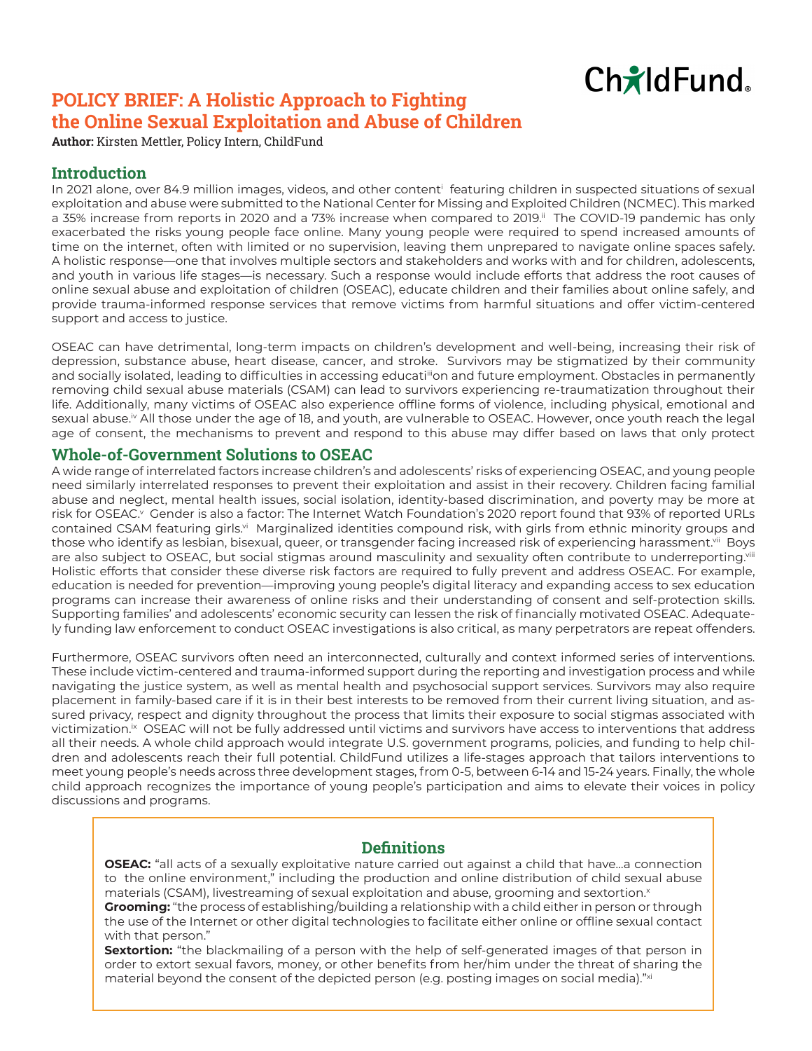# POLICY BRIEF: A Holistic Approach to Fighting the Online Sexual Exploitation and Abuse of Children

**Author:** Kirsten Mettler, Policy Intern, ChildFund

## Introduction

In 2021 alone, over 84.9 million images, videos, and other content[i] featuring children in suspected situations of sexual exploitation and abuse were submitted to the National Center for Missing and Exploited Children (NCMEC). This marked a 35% increase from reports in 2020 and a 73% increase when compared to 2019.[ii] The COVID-19 pandemic has only exacerbated the risks young people face online. Many young people were required to spend increased amounts of time on the internet, often with limited or no supervision, leaving them unprepared to navigate online spaces safely. A holistic response—one that involves multiple sectors and stakeholders and works with and for children, adolescents, and youth in various life stages—is necessary. Such a response would include efforts that address the root causes of online sexual abuse and exploitation of children (OSEAC), educate children and their families about online safely, and provide trauma-informed response services that remove victims from harmful situations and offer victim-centered support and access to justice.

OSEAC can have detrimental, long-term impacts on children's development and well-being, increasing their risk of depression, substance abuse, heart disease, cancer, and stroke. Survivors may be stigmatized by their community and socially isolated, leading to difficulties in accessing educati[iii]on and future employment. Obstacles in permanently removing child sexual abuse materials (CSAM) can lead to survivors experiencing re-traumatization throughout their life. Additionally, many victims of OSEAC also experience offline forms of violence, including physical, emotional and sexual abuse.[iv] All those under the age of 18, and youth, are vulnerable to OSEAC. However, once youth reach the legal age of consent, the mechanisms to prevent and respond to this abuse may differ based on laws that only protect

## Whole-of-Government Solutions to OSEAC

A wide range of interrelated factors increase children's and adolescents' risks of experiencing OSEAC, and young people need similarly interrelated responses to prevent their exploitation and assist in their recovery. Children facing familial abuse and neglect, mental health issues, social isolation, identity-based discrimination, and poverty may be more at risk for OSEAC.[v] Gender is also a factor: The Internet Watch Foundation's 2020 report found that 93% of reported URLs contained CSAM featuring girls.[vi] Marginalized identities compound risk, with girls from ethnic minority groups and those who identify as lesbian, bisexual, queer, or transgender facing increased risk of experiencing harassment.[vii] Boys are also subject to OSEAC, but social stigmas around masculinity and sexuality often contribute to underreporting.[viii] Holistic efforts that consider these diverse risk factors are required to fully prevent and address OSEAC. For example, education is needed for prevention—improving young people's digital literacy and expanding access to sex education programs can increase their awareness of online risks and their understanding of consent and self-protection skills. Supporting families' and adolescents' economic security can lessen the risk of financially motivated OSEAC. Adequately funding law enforcement to conduct OSEAC investigations is also critical, as many perpetrators are repeat offenders.

Furthermore, OSEAC survivors often need an interconnected, culturally and context informed series of interventions. These include victim-centered and trauma-informed support during the reporting and investigation process and while navigating the justice system, as well as mental health and psychosocial support services. Survivors may also require placement in family-based care if it is in their best interests to be removed from their current living situation, and assured privacy, respect and dignity throughout the process that limits their exposure to social stigmas associated with victimization.[ix] OSEAC will not be fully addressed until victims and survivors have access to interventions that address all their needs. A whole child approach would integrate U.S. government programs, policies, and funding to help children and adolescents reach their full potential. ChildFund utilizes a life-stages approach that tailors interventions to meet young people's needs across three development stages, from 0-5, between 6-14 and 15-24 years. Finally, the whole child approach recognizes the importance of young people's participation and aims to elevate their voices in policy discussions and programs.

### Definitions

**OSEAC:** "all acts of a sexually exploitative nature carried out against a child that have...a connection to the online environment," including the production and online distribution of child sexual abuse materials (CSAM), livestreaming of sexual exploitation and abuse, grooming and sextortion.[x]

**Grooming:** "the process of establishing/building a relationship with a child either in person or through the use of the Internet or other digital technologies to facilitate either online or offline sexual contact with that person."

**Sextortion:** "the blackmailing of a person with the help of self-generated images of that person in order to extort sexual favors, money, or other benefits from her/him under the threat of sharing the material beyond the consent of the depicted person (e.g. posting images on social media)."[xi]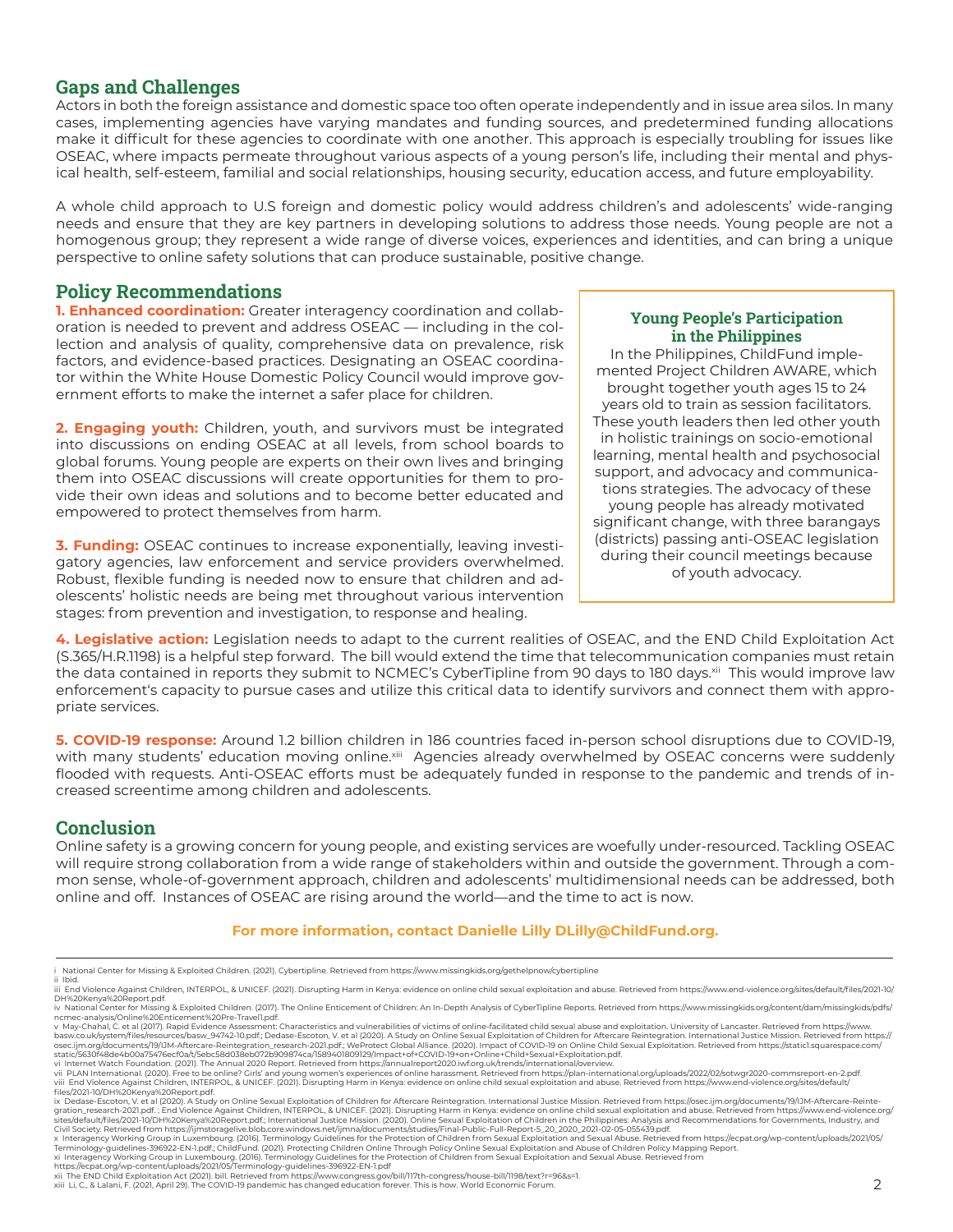## Gaps and Challenges

Actors in both the foreign assistance and domestic space too often operate independently and in issue area silos. In many cases, implementing agencies have varying mandates and funding sources, and predetermined funding allocations make it difficult for these agencies to coordinate with one another. This approach is especially troubling for issues like OSEAC, where impacts permeate throughout various aspects of a young person's life, including their mental and physical health, self-esteem, familial and social relationships, housing security, education access, and future employability.

A whole child approach to U.S foreign and domestic policy would address children's and adolescents' wide-ranging needs and ensure that they are key partners in developing solutions to address those needs. Young people are not a homogenous group; they represent a wide range of diverse voices, experiences and identities, and can bring a unique perspective to online safety solutions that can produce sustainable, positive change.

## Policy Recommendations

**1. Enhanced coordination:** Greater interagency coordination and collaboration is needed to prevent and address OSEAC — including in the collection and analysis of quality, comprehensive data on prevalence, risk factors, and evidence-based practices. Designating an OSEAC coordinator within the White House Domestic Policy Council would improve government efforts to make the internet a safer place for children.

**2. Engaging youth:** Children, youth, and survivors must be integrated into discussions on ending OSEAC at all levels, from school boards to global forums. Young people are experts on their own lives and bringing them into OSEAC discussions will create opportunities for them to provide their own ideas and solutions and to become better educated and empowered to protect themselves from harm.

**3. Funding:** OSEAC continues to increase exponentially, leaving investigatory agencies, law enforcement and service providers overwhelmed. Robust, flexible funding is needed now to ensure that children and adolescents' holistic needs are being met throughout various intervention stages: from prevention and investigation, to response and healing.

### Young People's Participation in the Philippines

In the Philippines, ChildFund implemented Project Children AWARE, which brought together youth ages 15 to 24 years old to train as session facilitators. These youth leaders then led other youth in holistic trainings on socio-emotional learning, mental health and psychosocial support, and advocacy and communications strategies. The advocacy of these young people has already motivated significant change, with three barangays (districts) passing anti-OSEAC legislation during their council meetings because of youth advocacy.

**4. Legislative action:** Legislation needs to adapt to the current realities of OSEAC, and the END Child Exploitation Act (S.365/H.R.1198) is a helpful step forward. The bill would extend the time that telecommunication companies must retain the data contained in reports they submit to NCMEC's CyberTipline from 90 days to 180 days.[xii] This would improve law enforcement's capacity to pursue cases and utilize this critical data to identify survivors and connect them with appropriate services.

**5. COVID-19 response:** Around 1.2 billion children in 186 countries faced in-person school disruptions due to COVID-19, with many students' education moving online.[xiii] Agencies already overwhelmed by OSEAC concerns were suddenly flooded with requests. Anti-OSEAC efforts must be adequately funded in response to the pandemic and trends of increased screentime among children and adolescents.

## Conclusion

Online safety is a growing concern for young people, and existing services are woefully under-resourced. Tackling OSEAC will require strong collaboration from a wide range of stakeholders within and outside the government. Through a common sense, whole-of-government approach, children and adolescents' multidimensional needs can be addressed, both online and off. Instances of OSEAC are rising around the world—and the time to act is now.

**For more information, contact Danielle Lilly DLilly@ChildFund.org.**

---

i National Center for Missing & Exploited Children. (2021). Cybertipline. Retrieved from https://www.missingkids.org/gethelpnow/cybertipline
ii Ibid.
iii End Violence Against Children, INTERPOL, & UNICEF. (2021). Disrupting Harm in Kenya: evidence on online child sexual exploitation and abuse. Retrieved from https://www.end-violence.org/sites/default/files/2021-10/DH%20Kenya%20Report.pdf.
iv National Center for Missing & Exploited Children. (2017). The Online Enticement of Children: An In-Depth Analysis of CyberTipline Reports. Retrieved from https://www.missingkids.org/content/dam/missingkids/pdfs/ncmec-analysis/Online%20Enticement%20Pre-Travel1.pdf.
v May-Chahal, C. et al (2017). Rapid Evidence Assessment: Characteristics and vulnerabilities of victims of online-facilitated child sexual abuse and exploitation. University of Lancaster. Retrieved from https://www.basw.co.uk/system/files/resources/basw_94742-10.pdf.; Dedase-Escoton, V. et al (2020). A Study on Online Sexual Exploitation of Children for Aftercare Reintegration. International Justice Mission. Retrieved from https://osec.ijm.org/documents/19/IJM-Aftercare-Reintegration_research-2021.pdf.; WeProtect Global Alliance. (2020). Impact of COVID-19 on Online Child Sexual Exploitation. Retrieved from https://static1.squarespace.com/static/5630f48de4b00a75476ecf0a/t/5ebc58d038eb072b909874ca/1589401809129/Impact+of+COVID-19+on+Online+Child+Sexual+Exploitation.pdf.
vi Internet Watch Foundation. (2021). The Annual 2020 Report. Retrieved from https://annualreport2020.iwf.org.uk/trends/international/overview.
vii PLAN International. (2020). Free to be online? Girls' and young women's experiences of online harassment. Retrieved from https://plan-international.org/uploads/2022/02/sotwgr2020-commsreport-en-2.pdf.
viii End Violence Against Children, INTERPOL, & UNICEF. (2021). Disrupting Harm in Kenya: evidence on online child sexual exploitation and abuse. Retrieved from https://www.end-violence.org/sites/default/files/2021-10/DH%20Kenya%20Report.pdf.
ix Dedase-Escoton, V. et al (2020). A Study on Online Sexual Exploitation of Children for Aftercare Reintegration. International Justice Mission. Retrieved from https://osec.ijm.org/documents/19/IJM-Aftercare-Reintegration_research-2021.pdf. ; End Violence Against Children, INTERPOL, & UNICEF. (2021). Disrupting Harm in Kenya: evidence on online child sexual exploitation and abuse. Retrieved from https://www.end-violence.org/sites/default/files/2021-10/DH%20Kenya%20Report.pdf.; International Justice Mission. (2020). Online Sexual Exploitation of Children in the Philippines: Analysis and Recommendations for Governments, Industry, and Civil Society. Retrieved from https://ijmstoragelive.blob.core.windows.net/ijmna/documents/studies/Final-Public-Full-Report-5_20_2020_2021-02-05-055439.pdf.
x Interagency Working Group in Luxembourg. (2016). Terminology Guidelines for the Protection of Children from Sexual Exploitation and Sexual Abuse. Retrieved from https://ecpat.org/wp-content/uploads/2021/05/Terminology-guidelines-396922-EN-1.pdf.; ChildFund. (2021). Protecting Children Online Through Policy Online Sexual Exploitation and Abuse of Children Policy Mapping Report.
xi Interagency Working Group in Luxembourg. (2016). Terminology Guidelines for the Protection of Children from Sexual Exploitation and Sexual Abuse. Retrieved from https://ecpat.org/wp-content/uploads/2021/05/Terminology-guidelines-396922-EN-1.pdf
xii The END Child Exploitation Act (2021). bill. Retrieved from https://www.congress.gov/bill/117th-congress/house-bill/1198/text?r=96&s=1.
xiii Li, C., & Lalani, F. (2021, April 29). The COVID-19 pandemic has changed education forever. This is how. World Economic Forum.